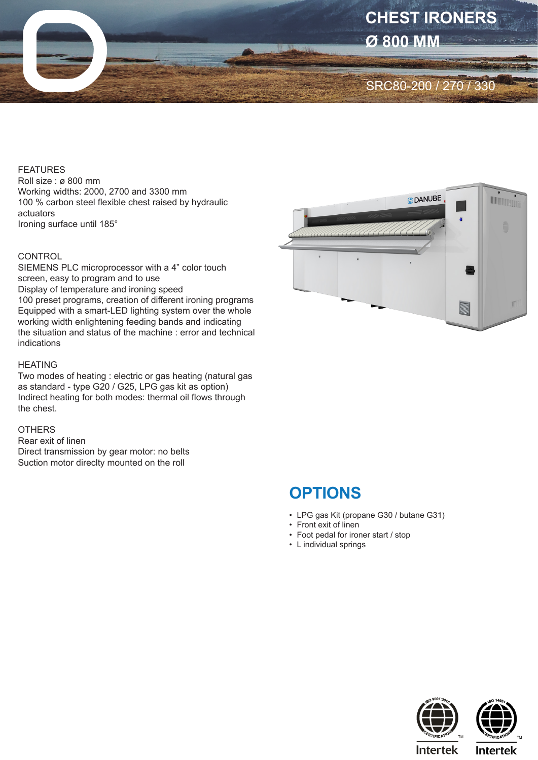# CHEST IRONERS Ø 800 MM

SRC80-200 / 270 / 330

FEATURES
Roll size : ø 800 mm
Working widths: 2000, 2700 and 3300 mm
100 % carbon steel flexible chest raised by hydraulic actuators
Ironing surface until 185°

CONTROL
SIEMENS PLC microprocessor with a 4" color touch screen, easy to program and to use
Display of temperature and ironing speed
100 preset programs, creation of different ironing programs
Equipped with a smart-LED lighting system over the whole working width enlightening feeding bands and indicating the situation and status of the machine : error and technical indications

HEATING
Two modes of heating : electric or gas heating (natural gas as standard - type G20 / G25, LPG gas kit as option)
Indirect heating for both modes: thermal oil flows through the chest.

OTHERS
Rear exit of linen
Direct transmission by gear motor: no belts
Suction motor direclty mounted on the roll

## OPTIONS

- LPG gas Kit (propane G30 / butane G31)
- Front exit of linen
- Foot pedal for ironer start / stop
- L individual springs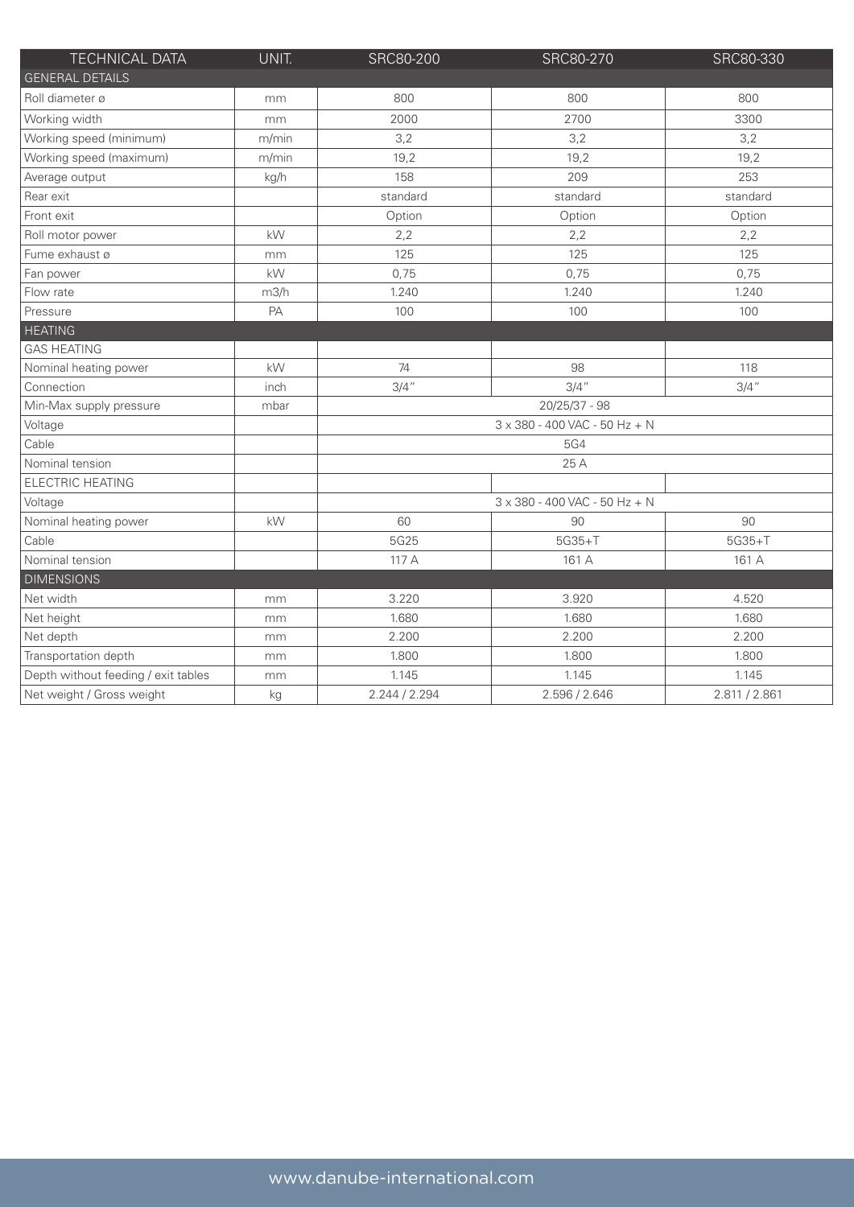| TECHNICAL DATA | UNIT. | SRC80-200 | SRC80-270 | SRC80-330 |
|---|---|---|---|---|
| GENERAL DETAILS | | | | |
| Roll diameter ø | mm | 800 | 800 | 800 |
| Working width | mm | 2000 | 2700 | 3300 |
| Working speed (minimum) | m/min | 3,2 | 3,2 | 3,2 |
| Working speed (maximum) | m/min | 19,2 | 19,2 | 19,2 |
| Average output | kg/h | 158 | 209 | 253 |
| Rear exit | | standard | standard | standard |
| Front exit | | Option | Option | Option |
| Roll motor power | kW | 2,2 | 2,2 | 2,2 |
| Fume exhaust ø | mm | 125 | 125 | 125 |
| Fan power | kW | 0,75 | 0,75 | 0,75 |
| Flow rate | m3/h | 1.240 | 1.240 | 1.240 |
| Pressure | PA | 100 | 100 | 100 |
| HEATING | | | | |
| GAS HEATING | | | | |
| Nominal heating power | kW | 74 | 98 | 118 |
| Connection | inch | 3/4" | 3/4" | 3/4" |
| Min-Max supply pressure | mbar | 20/25/37 - 98 | | |
| Voltage | | 3 x 380 - 400 VAC - 50 Hz + N | | |
| Cable | | 5G4 | | |
| Nominal tension | | 25 A | | |
| ELECTRIC HEATING | | | | |
| Voltage | | 3 x 380 - 400 VAC - 50 Hz + N | | |
| Nominal heating power | kW | 60 | 90 | 90 |
| Cable | | 5G25 | 5G35+T | 5G35+T |
| Nominal tension | | 117 A | 161 A | 161 A |
| DIMENSIONS | | | | |
| Net width | mm | 3.220 | 3.920 | 4.520 |
| Net height | mm | 1.680 | 1.680 | 1.680 |
| Net depth | mm | 2.200 | 2.200 | 2.200 |
| Transportation depth | mm | 1.800 | 1.800 | 1.800 |
| Depth without feeding / exit tables | mm | 1.145 | 1.145 | 1.145 |
| Net weight / Gross weight | kg | 2.244 / 2.294 | 2.596 / 2.646 | 2.811 / 2.861 |

www.danube-international.com